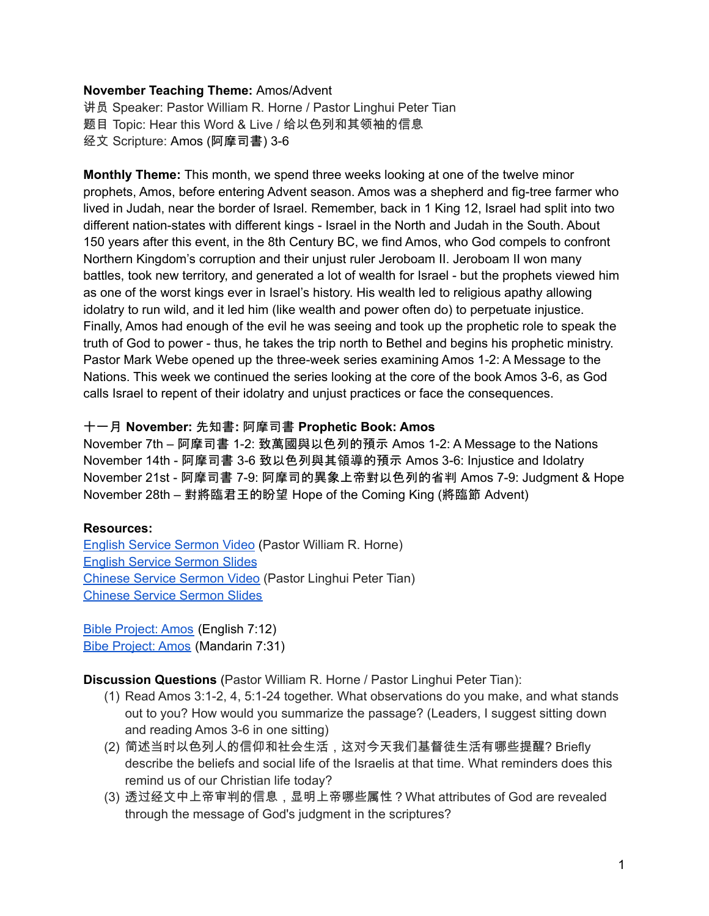**November Teaching Theme:** Amos/Advent
讲员 Speaker: Pastor William R. Horne / Pastor Linghui Peter Tian
题目 Topic: Hear this Word & Live / 给以色列和其领袖的信息
经文 Scripture: Amos (阿摩司書) 3-6

**Monthly Theme:** This month, we spend three weeks looking at one of the twelve minor prophets, Amos, before entering Advent season. Amos was a shepherd and fig-tree farmer who lived in Judah, near the border of Israel. Remember, back in 1 King 12, Israel had split into two different nation-states with different kings - Israel in the North and Judah in the South. About 150 years after this event, in the 8th Century BC, we find Amos, who God compels to confront Northern Kingdom's corruption and their unjust ruler Jeroboam II. Jeroboam II won many battles, took new territory, and generated a lot of wealth for Israel - but the prophets viewed him as one of the worst kings ever in Israel's history. His wealth led to religious apathy allowing idolatry to run wild, and it led him (like wealth and power often do) to perpetuate injustice. Finally, Amos had enough of the evil he was seeing and took up the prophetic role to speak the truth of God to power - thus, he takes the trip north to Bethel and begins his prophetic ministry. Pastor Mark Webe opened up the three-week series examining Amos 1-2: A Message to the Nations. This week we continued the series looking at the core of the book Amos 3-6, as God calls Israel to repent of their idolatry and unjust practices or face the consequences.

**十一月 November: 先知書: 阿摩司書 Prophetic Book: Amos**
November 7th – 阿摩司書 1-2: 致萬國與以色列的預示 Amos 1-2: A Message to the Nations
November 14th - 阿摩司書 3-6 致以色列與其領導的預示 Amos 3-6: Injustice and Idolatry
November 21st - 阿摩司書 7-9: 阿摩司的異象上帝對以色列的省判 Amos 7-9: Judgment & Hope
November 28th – 對將臨君王的盼望 Hope of the Coming King (將臨節 Advent)

**Resources:**
English Service Sermon Video (Pastor William R. Horne)
English Service Sermon Slides
Chinese Service Sermon Video (Pastor Linghui Peter Tian)
Chinese Service Sermon Slides

Bible Project: Amos (English 7:12)
Bibe Project: Amos (Mandarin 7:31)

**Discussion Questions** (Pastor William R. Horne / Pastor Linghui Peter Tian):

(1) Read Amos 3:1-2, 4, 5:1-24 together. What observations do you make, and what stands out to you? How would you summarize the passage? (Leaders, I suggest sitting down and reading Amos 3-6 in one sitting)
(2) 简述当时以色列人的信仰和社会生活，这对今天我们基督徒生活有哪些提醒? Briefly describe the beliefs and social life of the Israelis at that time. What reminders does this remind us of our Christian life today?
(3) 透过经文中上帝审判的信息，显明上帝哪些属性？What attributes of God are revealed through the message of God's judgment in the scriptures?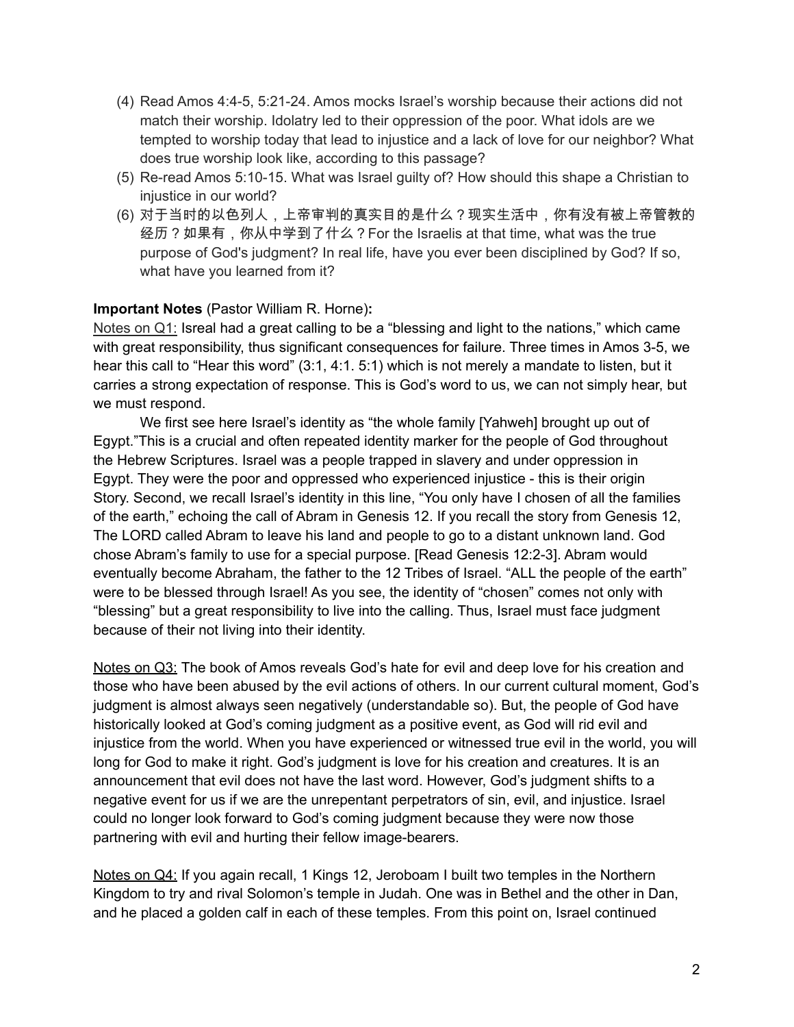(4) Read Amos 4:4-5, 5:21-24. Amos mocks Israel's worship because their actions did not match their worship. Idolatry led to their oppression of the poor. What idols are we tempted to worship today that lead to injustice and a lack of love for our neighbor? What does true worship look like, according to this passage?

(5) Re-read Amos 5:10-15. What was Israel guilty of? How should this shape a Christian to injustice in our world?

(6) 对于当时的以色列人，上帝审判的真实目的是什么？现实生活中，你有没有被上帝管教的经历？如果有，你从中学到了什么？For the Israelis at that time, what was the true purpose of God's judgment? In real life, have you ever been disciplined by God? If so, what have you learned from it?

**Important Notes** (Pastor William R. Horne)**:**

<u>Notes on Q1:</u> Isreal had a great calling to be a "blessing and light to the nations," which came with great responsibility, thus significant consequences for failure. Three times in Amos 3-5, we hear this call to "Hear this word" (3:1, 4:1. 5:1) which is not merely a mandate to listen, but it carries a strong expectation of response. This is God's word to us, we can not simply hear, but we must respond.

We first see here Israel's identity as "the whole family [Yahweh] brought up out of Egypt."This is a crucial and often repeated identity marker for the people of God throughout the Hebrew Scriptures. Israel was a people trapped in slavery and under oppression in Egypt. They were the poor and oppressed who experienced injustice - this is their origin Story. Second, we recall Israel's identity in this line, "You only have I chosen of all the families of the earth," echoing the call of Abram in Genesis 12. If you recall the story from Genesis 12, The LORD called Abram to leave his land and people to go to a distant unknown land. God chose Abram's family to use for a special purpose. [Read Genesis 12:2-3]. Abram would eventually become Abraham, the father to the 12 Tribes of Israel. "ALL the people of the earth" were to be blessed through Israel! As you see, the identity of "chosen" comes not only with "blessing" but a great responsibility to live into the calling. Thus, Israel must face judgment because of their not living into their identity.

<u>Notes on Q3:</u> The book of Amos reveals God's hate for evil and deep love for his creation and those who have been abused by the evil actions of others. In our current cultural moment, God's judgment is almost always seen negatively (understandable so). But, the people of God have historically looked at God's coming judgment as a positive event, as God will rid evil and injustice from the world. When you have experienced or witnessed true evil in the world, you will long for God to make it right. God's judgment is love for his creation and creatures. It is an announcement that evil does not have the last word. However, God's judgment shifts to a negative event for us if we are the unrepentant perpetrators of sin, evil, and injustice. Israel could no longer look forward to God's coming judgment because they were now those partnering with evil and hurting their fellow image-bearers.

<u>Notes on Q4:</u> If you again recall, 1 Kings 12, Jeroboam I built two temples in the Northern Kingdom to try and rival Solomon's temple in Judah. One was in Bethel and the other in Dan, and he placed a golden calf in each of these temples. From this point on, Israel continued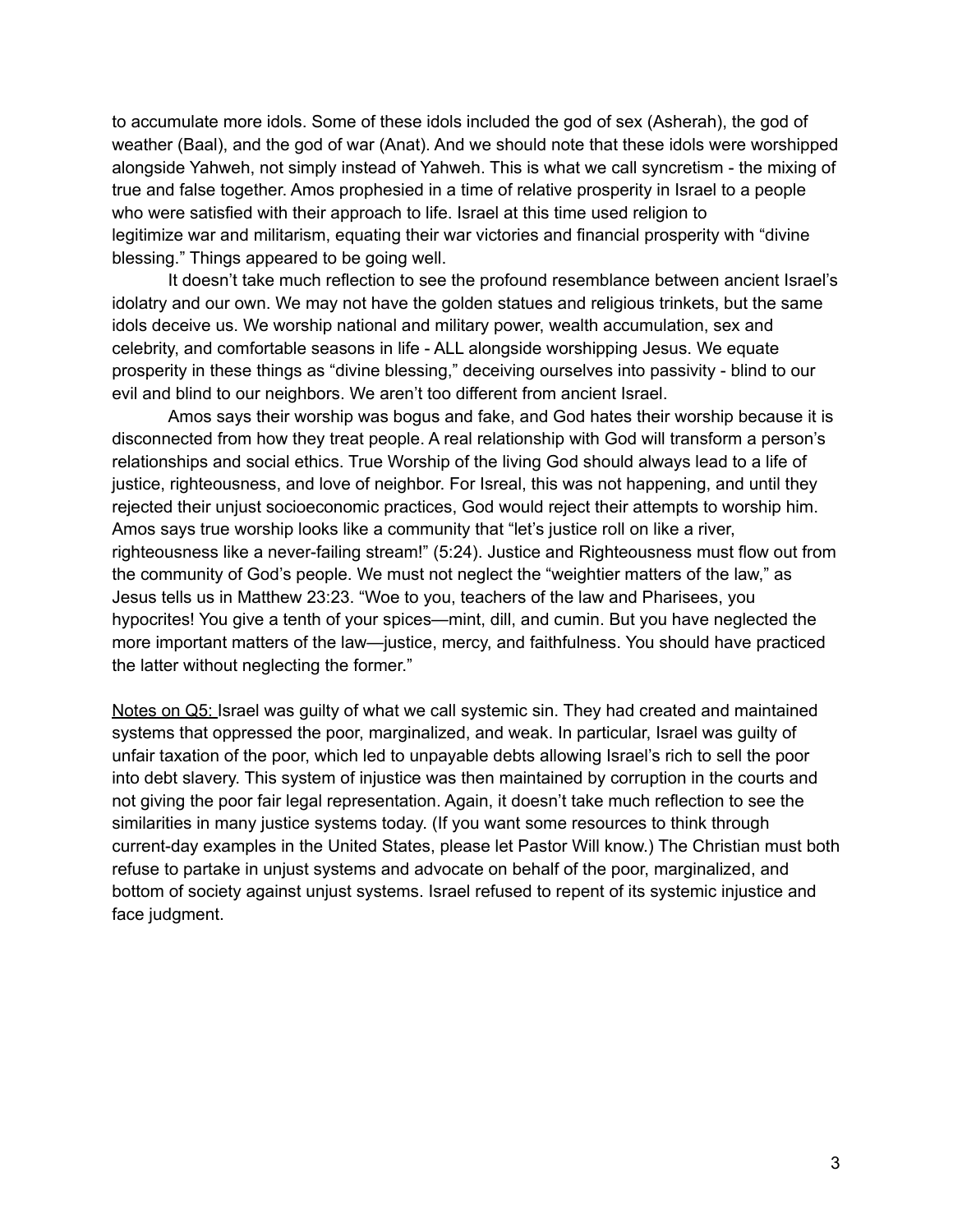to accumulate more idols. Some of these idols included the god of sex (Asherah), the god of weather (Baal), and the god of war (Anat). And we should note that these idols were worshipped alongside Yahweh, not simply instead of Yahweh. This is what we call syncretism - the mixing of true and false together. Amos prophesied in a time of relative prosperity in Israel to a people who were satisfied with their approach to life. Israel at this time used religion to legitimize war and militarism, equating their war victories and financial prosperity with "divine blessing." Things appeared to be going well.

It doesn't take much reflection to see the profound resemblance between ancient Israel's idolatry and our own. We may not have the golden statues and religious trinkets, but the same idols deceive us. We worship national and military power, wealth accumulation, sex and celebrity, and comfortable seasons in life - ALL alongside worshipping Jesus. We equate prosperity in these things as "divine blessing," deceiving ourselves into passivity - blind to our evil and blind to our neighbors. We aren't too different from ancient Israel.

Amos says their worship was bogus and fake, and God hates their worship because it is disconnected from how they treat people. A real relationship with God will transform a person's relationships and social ethics. True Worship of the living God should always lead to a life of justice, righteousness, and love of neighbor. For Isreal, this was not happening, and until they rejected their unjust socioeconomic practices, God would reject their attempts to worship him. Amos says true worship looks like a community that "let's justice roll on like a river, righteousness like a never-failing stream!" (5:24). Justice and Righteousness must flow out from the community of God's people. We must not neglect the "weightier matters of the law," as Jesus tells us in Matthew 23:23. "Woe to you, teachers of the law and Pharisees, you hypocrites! You give a tenth of your spices—mint, dill, and cumin. But you have neglected the more important matters of the law—justice, mercy, and faithfulness. You should have practiced the latter without neglecting the former."

<u>Notes on Q5:</u> Israel was guilty of what we call systemic sin. They had created and maintained systems that oppressed the poor, marginalized, and weak. In particular, Israel was guilty of unfair taxation of the poor, which led to unpayable debts allowing Israel's rich to sell the poor into debt slavery. This system of injustice was then maintained by corruption in the courts and not giving the poor fair legal representation. Again, it doesn't take much reflection to see the similarities in many justice systems today. (If you want some resources to think through current-day examples in the United States, please let Pastor Will know.) The Christian must both refuse to partake in unjust systems and advocate on behalf of the poor, marginalized, and bottom of society against unjust systems. Israel refused to repent of its systemic injustice and face judgment.